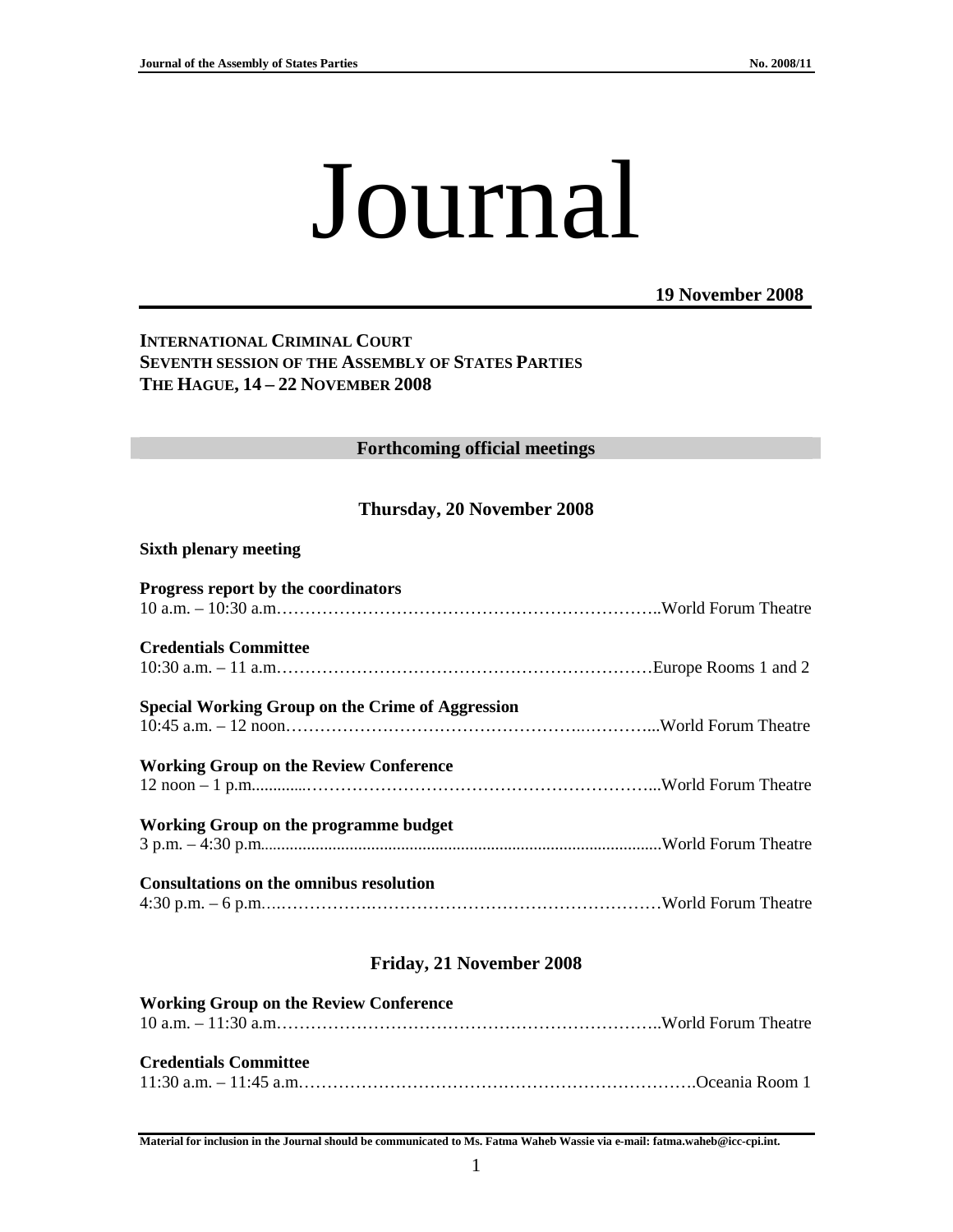# Journal

**19 November 2008**

**INTERNATIONAL CRIMINAL COURT**
**SEVENTH SESSION OF THE ASSEMBLY OF STATES PARTIES**
**THE HAGUE, 14 – 22 NOVEMBER 2008**

## Forthcoming official meetings

### Thursday, 20 November 2008

**Sixth plenary meeting**

**Progress report by the coordinators**
10 a.m. – 10:30 a.m.……………………………………………………………..World Forum Theatre

**Credentials Committee**
10:30 a.m. – 11 a.m.……………………………………………………………Europe Rooms 1 and 2

**Special Working Group on the Crime of Aggression**
10:45 a.m. – 12 noon…………………………………………..………...World Forum Theatre

**Working Group on the Review Conference**
12 noon – 1 p.m.............……………………………………………………...World Forum Theatre

**Working Group on the programme budget**
3 p.m. – 4:30 p.m...........................................................................................World Forum Theatre

**Consultations on the omnibus resolution**
4:30 p.m. – 6 p.m.….……………….……………………………………………World Forum Theatre

### Friday, 21 November 2008

**Working Group on the Review Conference**
10 a.m. – 11:30 a.m.……………………………………………………………..World Forum Theatre

**Credentials Committee**
11:30 a.m. – 11:45 a.m.……………………………………………………………….Oceania Room 1

**Material for inclusion in the Journal should be communicated to Ms. Fatma Waheb Wassie via e-mail: fatma.waheb@icc-cpi.int.**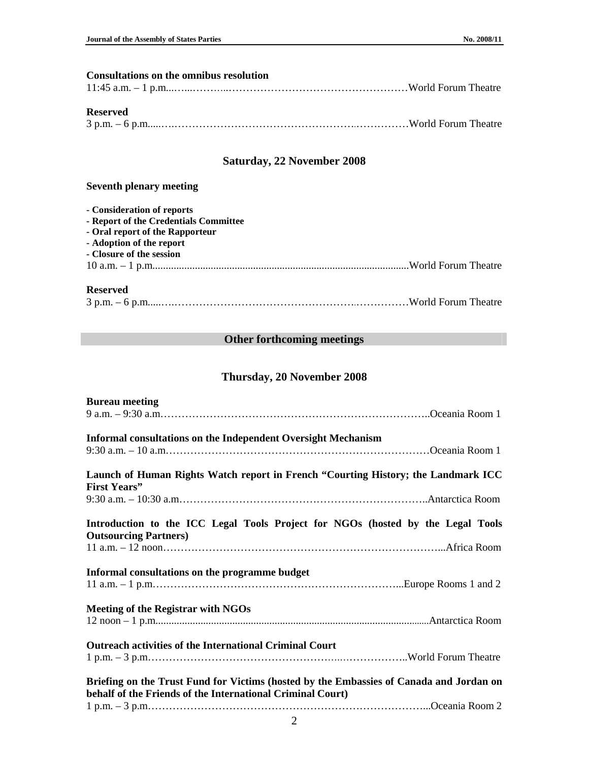**Consultations on the omnibus resolution**

11:45 a.m. – 1 p.m.……………………………………………………………World Forum Theatre

**Reserved**

3 p.m. – 6 p.m.……………………………………………………………World Forum Theatre

## Saturday, 22 November 2008

**Seventh plenary meeting**

- **Consideration of reports**
- **Report of the Credentials Committee**
- **Oral report of the Rapporteur**
- **Adoption of the report**
- **Closure of the session**

10 a.m. – 1 p.m.……………………………………………………………World Forum Theatre

**Reserved**

3 p.m. – 6 p.m.……………………………………………………………World Forum Theatre

## Other forthcoming meetings

## Thursday, 20 November 2008

**Bureau meeting**

9 a.m. – 9:30 a.m.……………………………………………………………Oceania Room 1

**Informal consultations on the Independent Oversight Mechanism**

9:30 a.m. – 10 a.m.……………………………………………………………Oceania Room 1

**Launch of Human Rights Watch report in French "Courting History; the Landmark ICC First Years"**

9:30 a.m. – 10:30 a.m.……………………………………………………………Antarctica Room

**Introduction to the ICC Legal Tools Project for NGOs (hosted by the Legal Tools Outsourcing Partners)**

11 a.m. – 12 noon……………………………………………………………Africa Room

**Informal consultations on the programme budget**

11 a.m. – 1 p.m.……………………………………………………………Europe Rooms 1 and 2

**Meeting of the Registrar with NGOs**

12 noon – 1 p.m.……………………………………………………………Antarctica Room

**Outreach activities of the International Criminal Court**

1 p.m. – 3 p.m.……………………………………………………………World Forum Theatre

**Briefing on the Trust Fund for Victims (hosted by the Embassies of Canada and Jordan on behalf of the Friends of the International Criminal Court)**

1 p.m. – 3 p.m.……………………………………………………………Oceania Room 2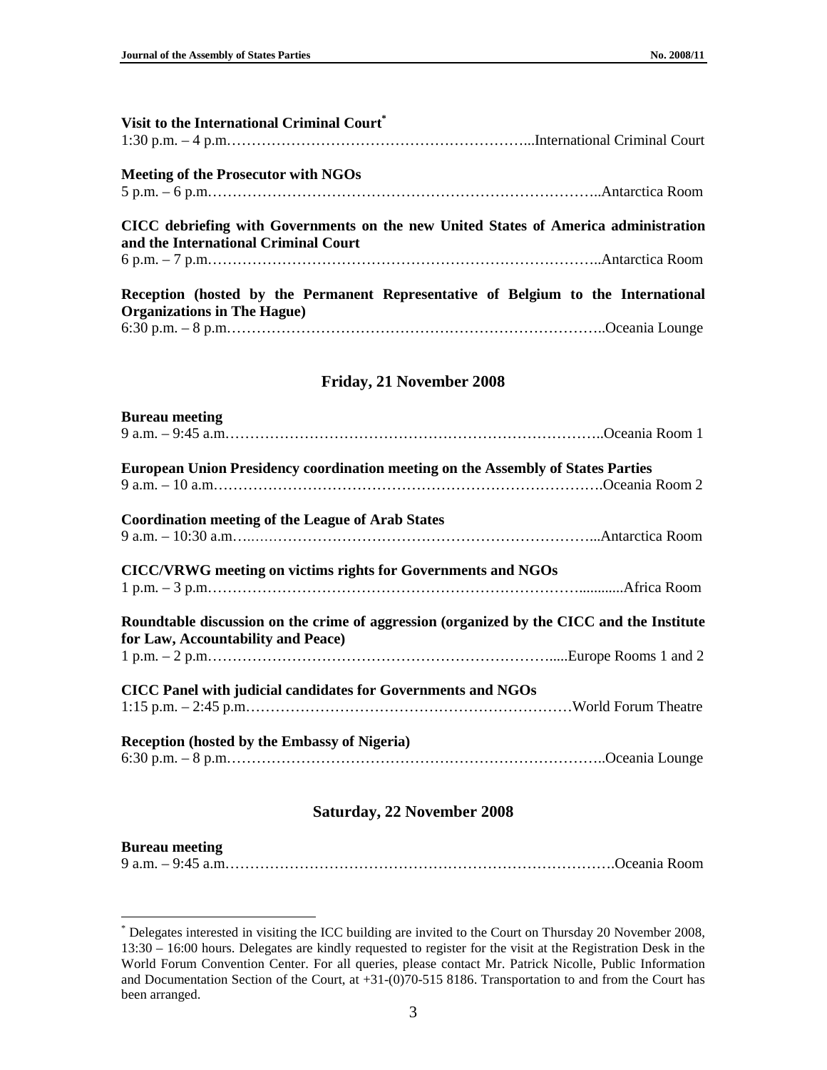**Visit to the International Criminal Court**[*]

1:30 p.m. – 4 p.m.………………………………………………………...International Criminal Court

**Meeting of the Prosecutor with NGOs**

5 p.m. – 6 p.m.……………………………………………………………………..Antarctica Room

**CICC debriefing with Governments on the new United States of America administration and the International Criminal Court**

6 p.m. – 7 p.m.……………………………………………………………………..Antarctica Room

**Reception (hosted by the Permanent Representative of Belgium to the International Organizations in The Hague)**

6:30 p.m. – 8 p.m.…………………………………………………………………..Oceania Lounge

## Friday, 21 November 2008

**Bureau meeting**

9 a.m. – 9:45 a.m.…………………………………………………………………..Oceania Room 1

**European Union Presidency coordination meeting on the Assembly of States Parties**

9 a.m. – 10 a.m.…………………………………………………………………….Oceania Room 2

**Coordination meeting of the League of Arab States**

9 a.m. – 10:30 a.m.…...……………………………………………………………...Antarctica Room

**CICC/VRWG meeting on victims rights for Governments and NGOs**

1 p.m. – 3 p.m.………………………………………………………………............Africa Room

**Roundtable discussion on the crime of aggression (organized by the CICC and the Institute for Law, Accountability and Peace)**

1 p.m. – 2 p.m.……………………………………………………………......Europe Rooms 1 and 2

**CICC Panel with judicial candidates for Governments and NGOs**

1:15 p.m. – 2:45 p.m.…………………………………………………………World Forum Theatre

**Reception (hosted by the Embassy of Nigeria)**

6:30 p.m. – 8 p.m.…………………………………………………………………..Oceania Lounge

## Saturday, 22 November 2008

**Bureau meeting**

9 a.m. – 9:45 a.m.…………………………………………………………………….Oceania Room

---

[*] Delegates interested in visiting the ICC building are invited to the Court on Thursday 20 November 2008, 13:30 – 16:00 hours. Delegates are kindly requested to register for the visit at the Registration Desk in the World Forum Convention Center. For all queries, please contact Mr. Patrick Nicolle, Public Information and Documentation Section of the Court, at +31-(0)70-515 8186. Transportation to and from the Court has been arranged.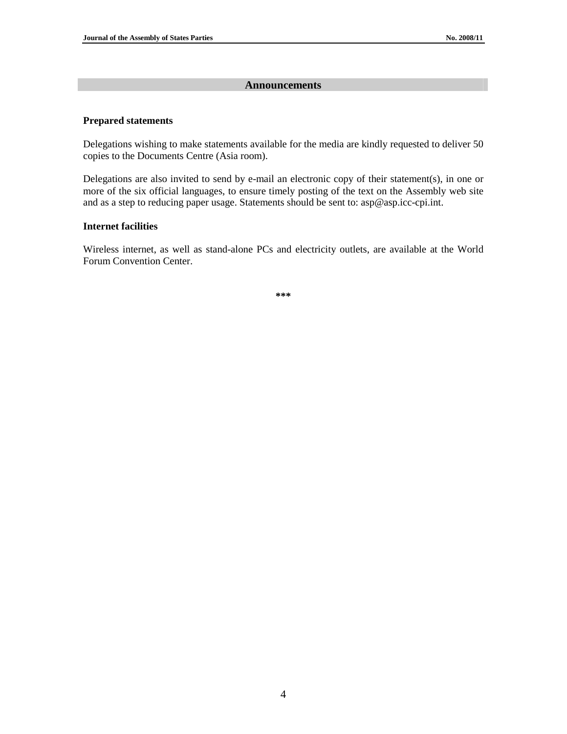## Announcements

### Prepared statements

Delegations wishing to make statements available for the media are kindly requested to deliver 50 copies to the Documents Centre (Asia room).

Delegations are also invited to send by e-mail an electronic copy of their statement(s), in one or more of the six official languages, to ensure timely posting of the text on the Assembly web site and as a step to reducing paper usage. Statements should be sent to: asp@asp.icc-cpi.int.

### Internet facilities

Wireless internet, as well as stand-alone PCs and electricity outlets, are available at the World Forum Convention Center.

***